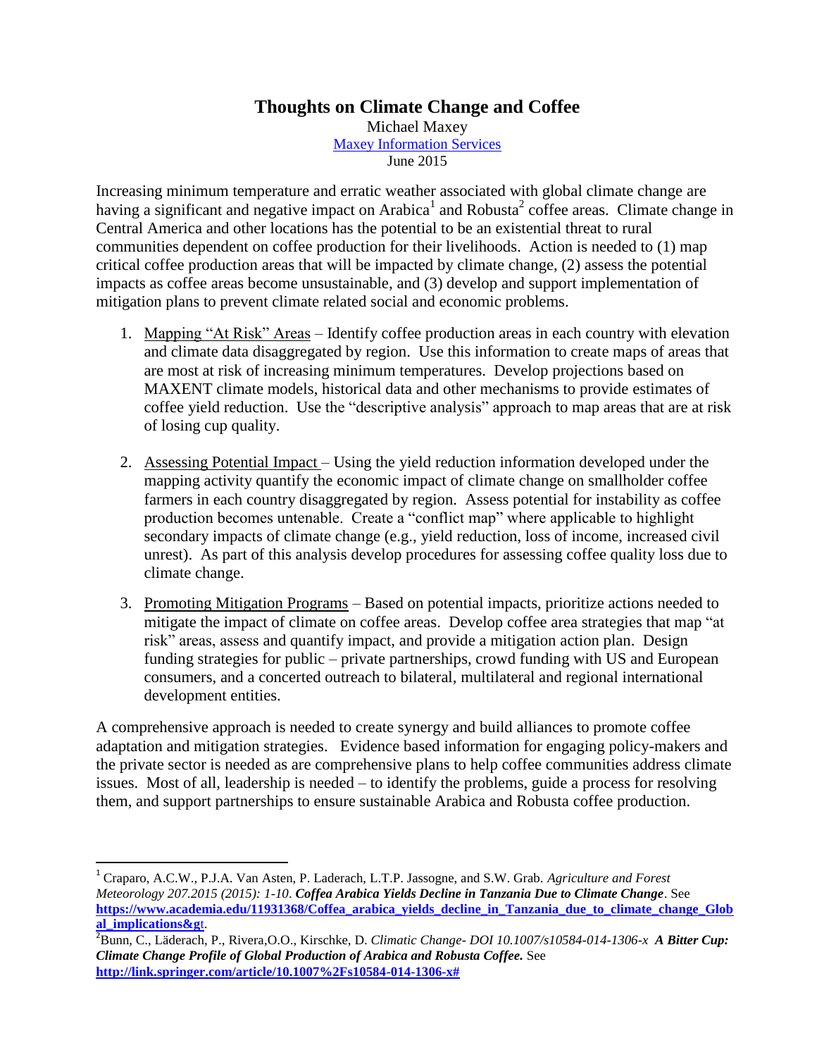# Thoughts on Climate Change and Coffee

Michael Maxey
Maxey Information Services
June 2015

Increasing minimum temperature and erratic weather associated with global climate change are having a significant and negative impact on Arabica[1] and Robusta[2] coffee areas. Climate change in Central America and other locations has the potential to be an existential threat to rural communities dependent on coffee production for their livelihoods. Action is needed to (1) map critical coffee production areas that will be impacted by climate change, (2) assess the potential impacts as coffee areas become unsustainable, and (3) develop and support implementation of mitigation plans to prevent climate related social and economic problems.

1. Mapping "At Risk" Areas – Identify coffee production areas in each country with elevation and climate data disaggregated by region. Use this information to create maps of areas that are most at risk of increasing minimum temperatures. Develop projections based on MAXENT climate models, historical data and other mechanisms to provide estimates of coffee yield reduction. Use the "descriptive analysis" approach to map areas that are at risk of losing cup quality.

2. Assessing Potential Impact – Using the yield reduction information developed under the mapping activity quantify the economic impact of climate change on smallholder coffee farmers in each country disaggregated by region. Assess potential for instability as coffee production becomes untenable. Create a "conflict map" where applicable to highlight secondary impacts of climate change (e.g., yield reduction, loss of income, increased civil unrest). As part of this analysis develop procedures for assessing coffee quality loss due to climate change.

3. Promoting Mitigation Programs – Based on potential impacts, prioritize actions needed to mitigate the impact of climate on coffee areas. Develop coffee area strategies that map "at risk" areas, assess and quantify impact, and provide a mitigation action plan. Design funding strategies for public – private partnerships, crowd funding with US and European consumers, and a concerted outreach to bilateral, multilateral and regional international development entities.

A comprehensive approach is needed to create synergy and build alliances to promote coffee adaptation and mitigation strategies. Evidence based information for engaging policy-makers and the private sector is needed as are comprehensive plans to help coffee communities address climate issues. Most of all, leadership is needed – to identify the problems, guide a process for resolving them, and support partnerships to ensure sustainable Arabica and Robusta coffee production.

---

[1] Craparo, A.C.W., P.J.A. Van Asten, P. Laderach, L.T.P. Jassogne, and S.W. Grab. *Agriculture and Forest Meteorology 207.2015 (2015): 1-10*. ***Coffea Arabica Yields Decline in Tanzania Due to Climate Change***. See **https://www.academia.edu/11931368/Coffea_arabica_yields_decline_in_Tanzania_due_to_climate_change_Global_implications&gt**.

[2] Bunn, C., Läderach, P., Rivera,O.O., Kirschke, D. *Climatic Change- DOI 10.1007/s10584-014-1306-x* ***A Bitter Cup: Climate Change Profile of Global Production of Arabica and Robusta Coffee.*** See **http://link.springer.com/article/10.1007%2Fs10584-014-1306-x#**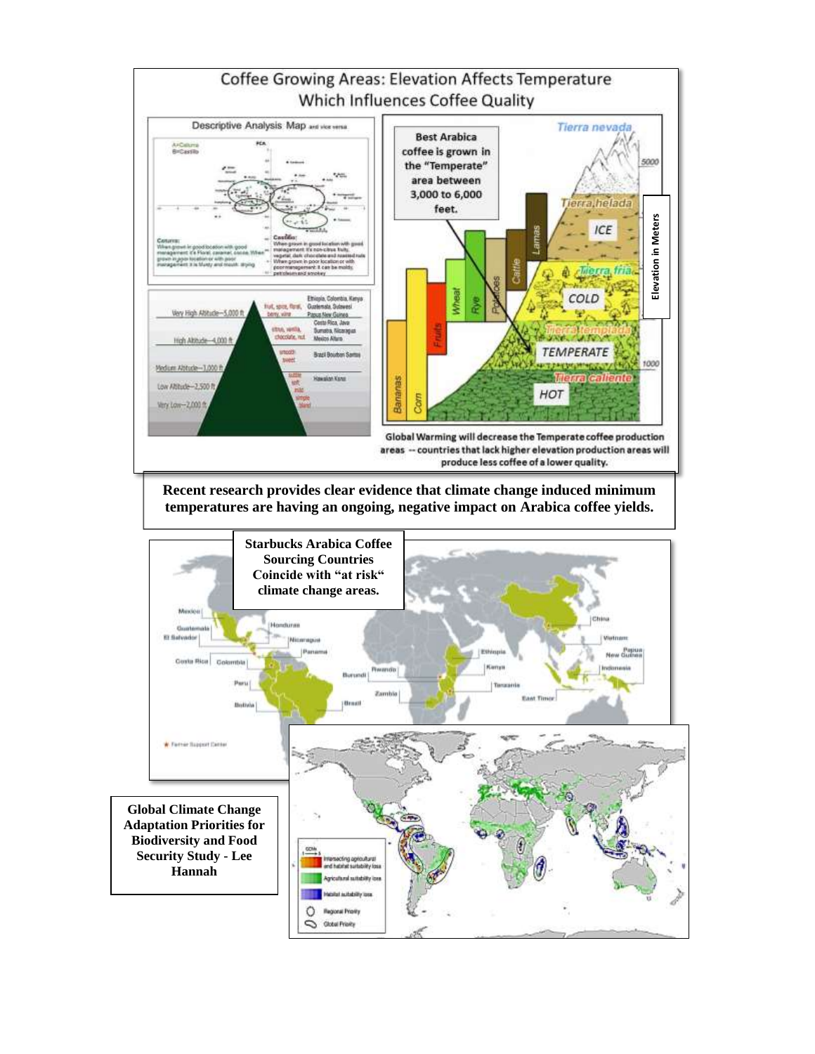## Coffee Growing Areas: Elevation Affects Temperature Which Influences Coffee Quality

Descriptive Analysis Map and vice versa

A=Caturra
B=Castillo

Caturra: When grown in good location with good management it's Floral, caramel, cocoa. When grown in poor location or with poor management it is Musty and mouth drying

Castillo: When grown in good location with good management it's non-citrus fruity, vegetal, dark chocolate and roasted nuts. When grown in poor location or with poor management it can be moldy, petroleum and smokey

| Altitude | Flavor | Origins |
|---|---|---|
| Very High Altitude—5,000 ft | fruit, spice, floral, berry, wine | Ethiopia, Colombia, Kenya, Guatemala, Sulawesi, Papua New Guinea |
| High Altitude—4,000 ft | citrus, vanilla, chocolate, nut | Costa Rica, Java, Sumatra, Nicaragua, Mexico Altura |
| Medium Altitude—3,000 ft | smooth, sweet | Brazil Bourbon Santos |
| Low Altitude—2,500 ft | subtle, soft, mild | Hawaiian Kona |
| Very Low—2,000 ft | simple, bland | |

Best Arabica coffee is grown in the "Temperate" area between 3,000 to 6,000 feet.

Tierra nevada; Tierra helada – ICE; Tierra fria – COLD; Tierra templada – TEMPERATE; Tierra caliente – HOT. Elevation in Meters: 5000, 1000. Bananas, Corn, Fruits, Wheat, Rye, Potatoes, Cattle, Lamas.

Global Warming will decrease the Temperate coffee production areas -- countries that lack higher elevation production areas will produce less coffee of a lower quality.

**Recent research provides clear evidence that climate change induced minimum temperatures are having an ongoing, negative impact on Arabica coffee yields.**

**Starbucks Arabica Coffee Sourcing Countries Coincide with "at risk" climate change areas.**

Mexico, Guatemala, El Salvador, Honduras, Nicaragua, Panama, Costa Rica, Colombia, Peru, Bolivia, Brazil, Burundi, Rwanda, Zambia, Ethiopia, Kenya, Tanzania, China, Vietnam, Papua New Guinea, Indonesia, East Timor

★ Farmer Support Center

**Global Climate Change Adaptation Priorities for Biodiversity and Food Security Study - Lee Hannah**

GCMs 1 → 5; Intersecting agricultural and habitat suitability loss; Agricultural suitability loss; Habitat suitability loss; Regional Priority; Global Priority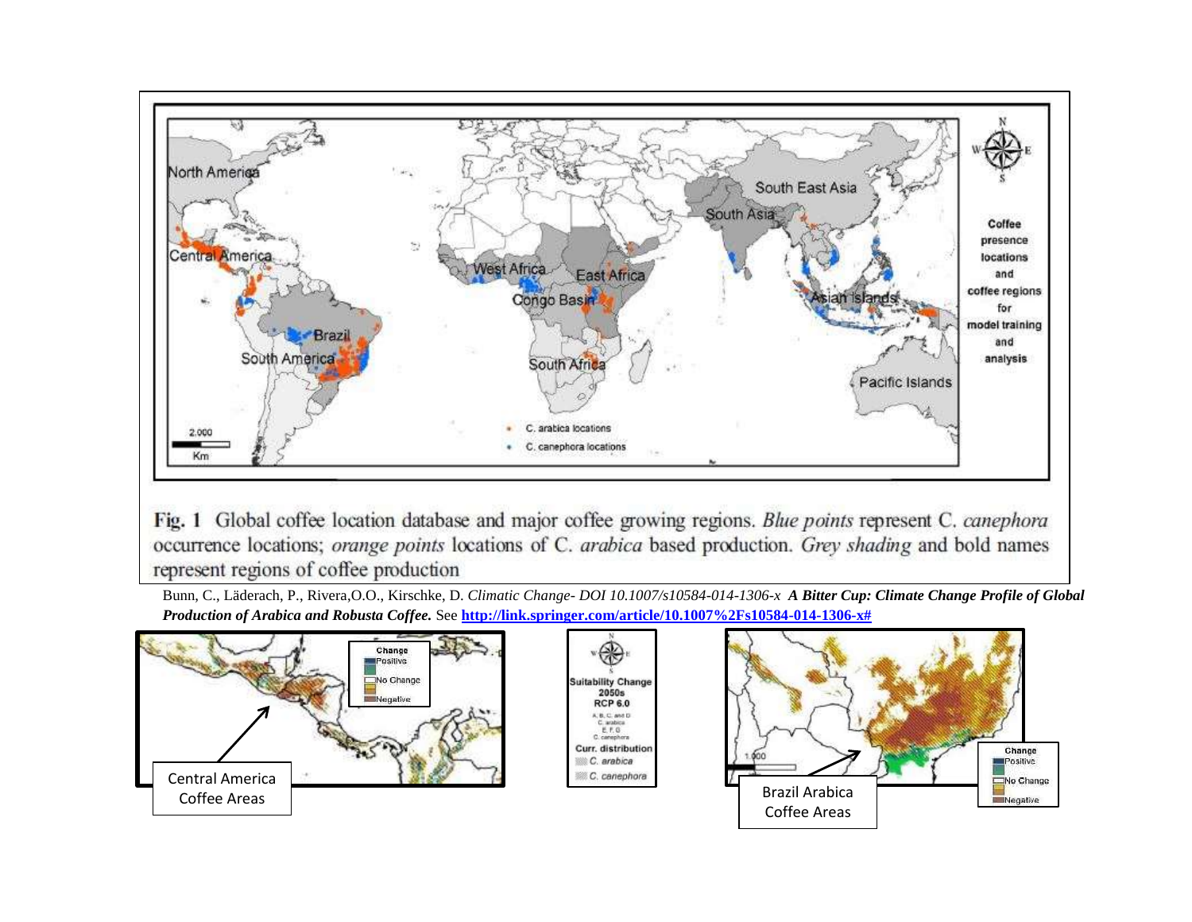North America

Central America

South America

Brazil

West Africa

East Africa

Congo Basin

South Africa

South Asia

South East Asia

Asian Islands

Pacific Islands

2,000

Km

C. arabica locations

C. canephora locations

Coffee presence locations and coffee regions for model training and analysis

Fig. 1 Global coffee location database and major coffee growing regions. *Blue points* represent C. *canephora* occurrence locations; *orange points* locations of C. *arabica* based production. *Grey shading* and bold names represent regions of coffee production

Bunn, C., Läderach, P., Rivera,O.O., Kirschke, D. *Climatic Change- DOI 10.1007/s10584-014-1306-x* ***A Bitter Cup: Climate Change Profile of Global Production of Arabica and Robusta Coffee.*** See **http://link.springer.com/article/10.1007%2Fs10584-014-1306-x#**

Change

Positive

No Change

Negative

Central America Coffee Areas

Suitability Change 2050s RCP 6.0

A, B, C, and D C. arabica

E, F, G C. canephora

Curr. distribution

C. arabica

C. canephora

1,000

Brazil Arabica Coffee Areas

Change

Positive

No Change

Negative